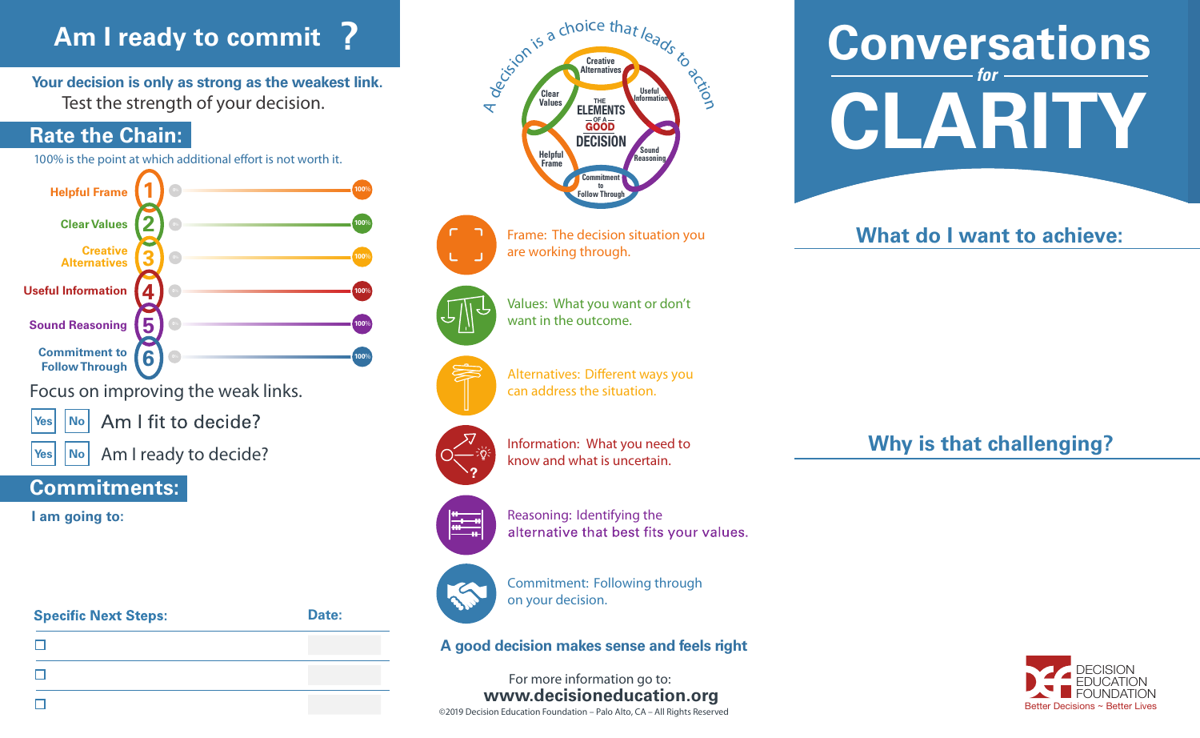# Am I ready to commit ?

**Your decision is only as strong as the weakest link.**
Test the strength of your decision.

## Rate the Chain:

100% is the point at which additional effort is not worth it.

1. Helpful Frame — 0% ... 100%
2. Clear Values — 0% ... 100%
3. Creative Alternatives — 0% ... 100%
4. Useful Information — 0% ... 100%
5. Sound Reasoning — 0% ... 100%
6. Commitment to Follow Through — 0% ... 100%

Focus on improving the weak links.

Yes / No — Am I fit to decide?

Yes / No — Am I ready to decide?

## Commitments:

**I am going to:**

| Specific Next Steps: | Date: |
|---|---|
| ☐ | |
| ☐ | |
| ☐ | |

A decision is a choice that leads to action

THE ELEMENTS OF A GOOD DECISION: Helpful Frame, Clear Values, Creative Alternatives, Useful Information, Sound Reasoning, Commitment to Follow Through

Frame: The decision situation you are working through.

Values: What you want or don't want in the outcome.

Alternatives: Different ways you can address the situation.

Information: What you need to know and what is uncertain.

Reasoning: Identifying the alternative that best fits your values.

Commitment: Following through on your decision.

**A good decision makes sense and feels right**

For more information go to:
**www.decisioneducation.org**

©2019 Decision Education Foundation – Palo Alto, CA – All Rights Reserved

# Conversations *for* CLARITY

## What do I want to achieve:

## Why is that challenging?

DECISION EDUCATION FOUNDATION
Better Decisions ~ Better Lives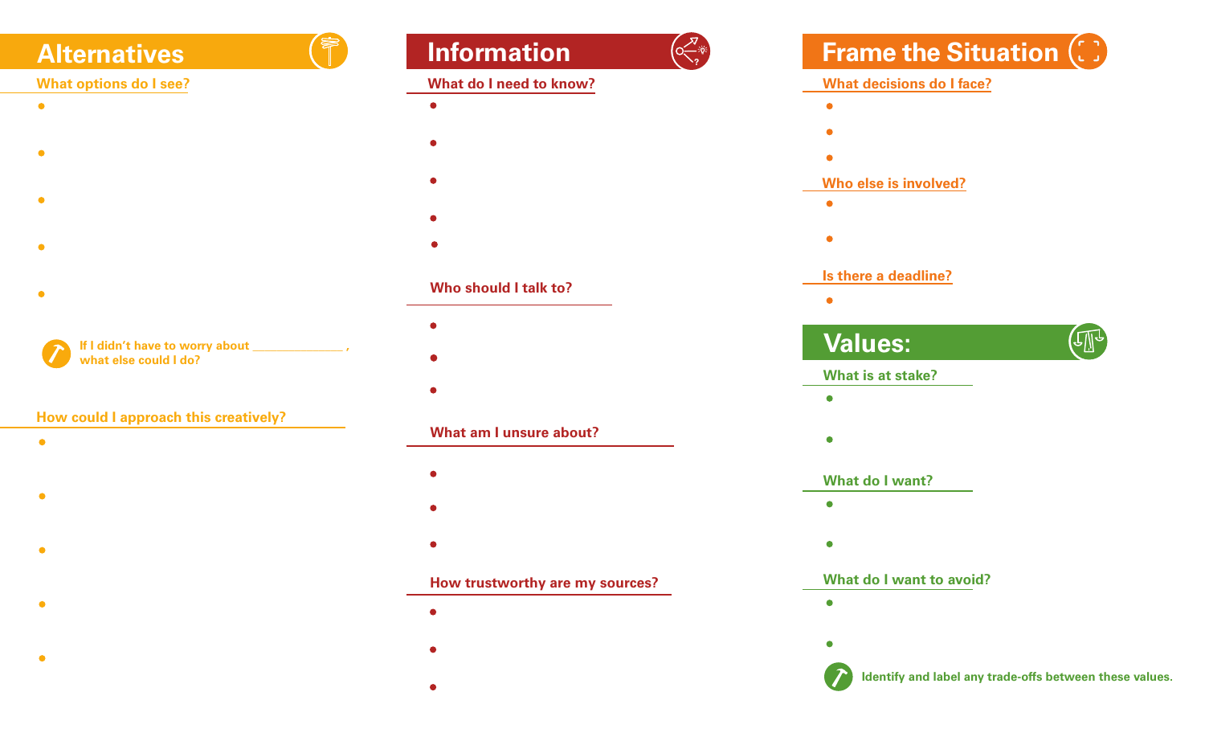## Alternatives

### What options do I see?

-
-
-
-
-

If I didn't have to worry about _____________ , what else could I do?

### How could I approach this creatively?

-
-
-
-
-

## Information

### What do I need to know?

-
-
-
-
-

### Who should I talk to?

-
-
-

### What am I unsure about?

-
-
-

### How trustworthy are my sources?

-
-
-

## Frame the Situation

### What decisions do I face?

-
-
-

### Who else is involved?

-
-

### Is there a deadline?

-

## Values:

### What is at stake?

-
-

### What do I want?

-
-

### What do I want to avoid?

-
-

Identify and label any trade-offs between these values.